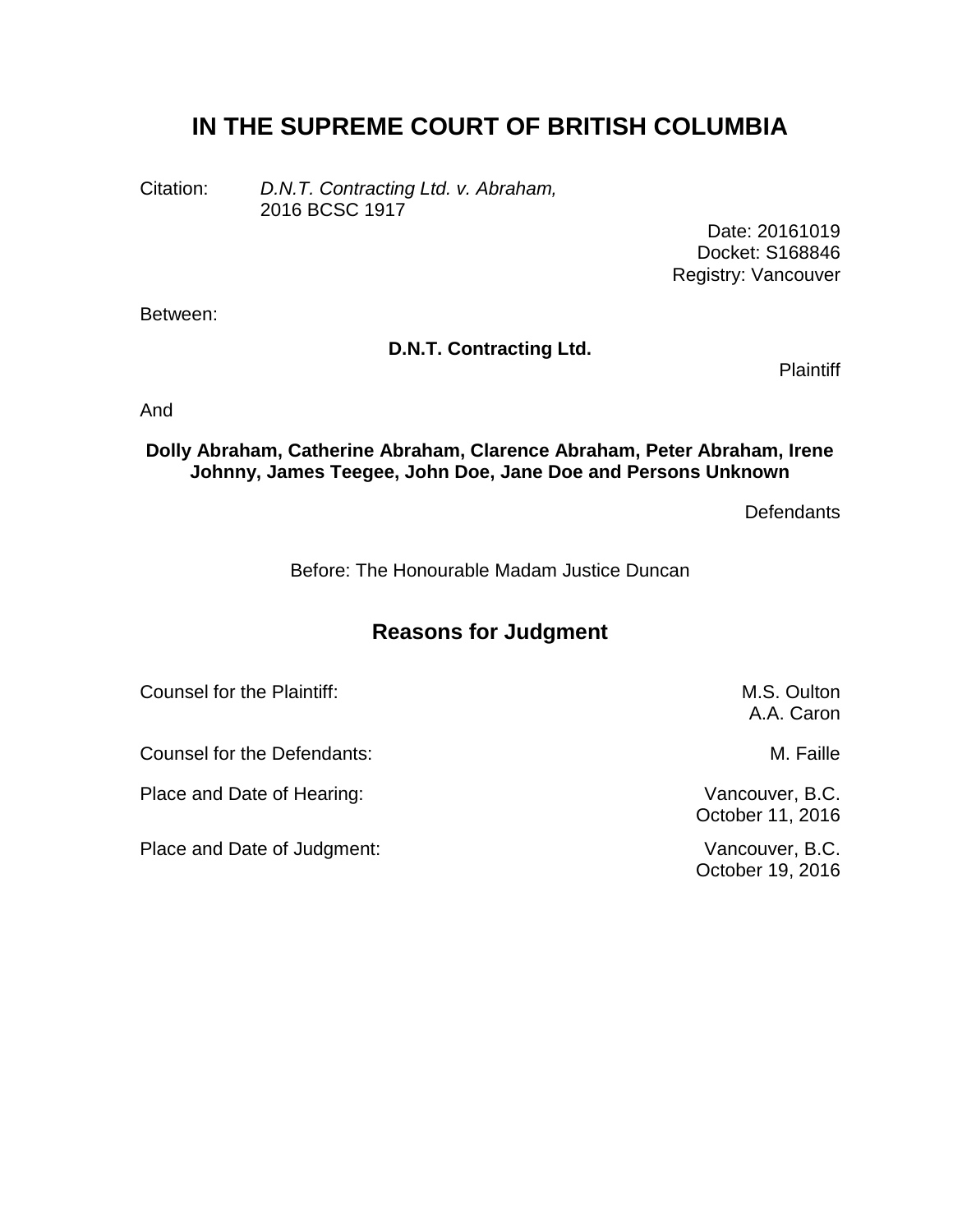# IN THE SUPREME COURT OF BRITISH COLUMBIA

Citation: *D.N.T. Contracting Ltd. v. Abraham,* 2016 BCSC 1917

Date: 20161019
Docket: S168846
Registry: Vancouver

Between:

**D.N.T. Contracting Ltd.**

Plaintiff

And

**Dolly Abraham, Catherine Abraham, Clarence Abraham, Peter Abraham, Irene Johnny, James Teegee, John Doe, Jane Doe and Persons Unknown**

Defendants

Before: The Honourable Madam Justice Duncan

## Reasons for Judgment

| | |
|---|---|
| Counsel for the Plaintiff: | M.S. Oulton<br>A.A. Caron |
| Counsel for the Defendants: | M. Faille |
| Place and Date of Hearing: | Vancouver, B.C.<br>October 11, 2016 |
| Place and Date of Judgment: | Vancouver, B.C.<br>October 19, 2016 |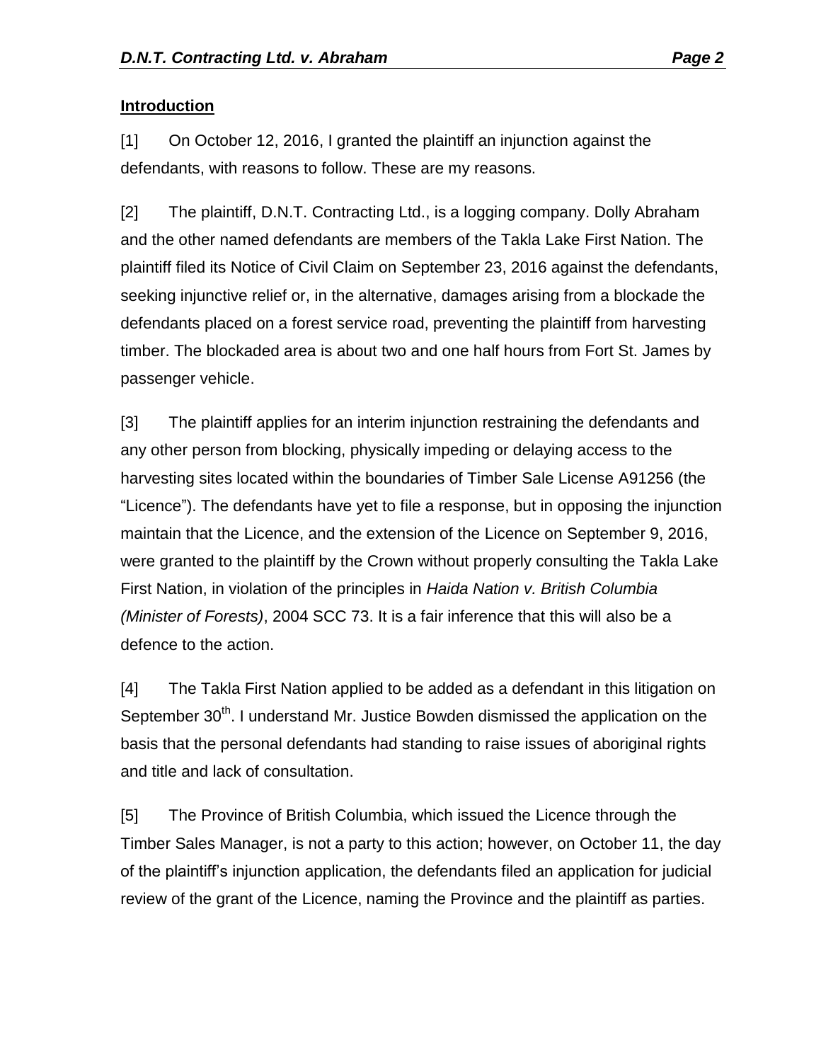**Introduction**

[1] On October 12, 2016, I granted the plaintiff an injunction against the defendants, with reasons to follow. These are my reasons.

[2] The plaintiff, D.N.T. Contracting Ltd., is a logging company. Dolly Abraham and the other named defendants are members of the Takla Lake First Nation. The plaintiff filed its Notice of Civil Claim on September 23, 2016 against the defendants, seeking injunctive relief or, in the alternative, damages arising from a blockade the defendants placed on a forest service road, preventing the plaintiff from harvesting timber. The blockaded area is about two and one half hours from Fort St. James by passenger vehicle.

[3] The plaintiff applies for an interim injunction restraining the defendants and any other person from blocking, physically impeding or delaying access to the harvesting sites located within the boundaries of Timber Sale License A91256 (the "Licence"). The defendants have yet to file a response, but in opposing the injunction maintain that the Licence, and the extension of the Licence on September 9, 2016, were granted to the plaintiff by the Crown without properly consulting the Takla Lake First Nation, in violation of the principles in *Haida Nation v. British Columbia (Minister of Forests)*, 2004 SCC 73. It is a fair inference that this will also be a defence to the action.

[4] The Takla First Nation applied to be added as a defendant in this litigation on September 30th. I understand Mr. Justice Bowden dismissed the application on the basis that the personal defendants had standing to raise issues of aboriginal rights and title and lack of consultation.

[5] The Province of British Columbia, which issued the Licence through the Timber Sales Manager, is not a party to this action; however, on October 11, the day of the plaintiff's injunction application, the defendants filed an application for judicial review of the grant of the Licence, naming the Province and the plaintiff as parties.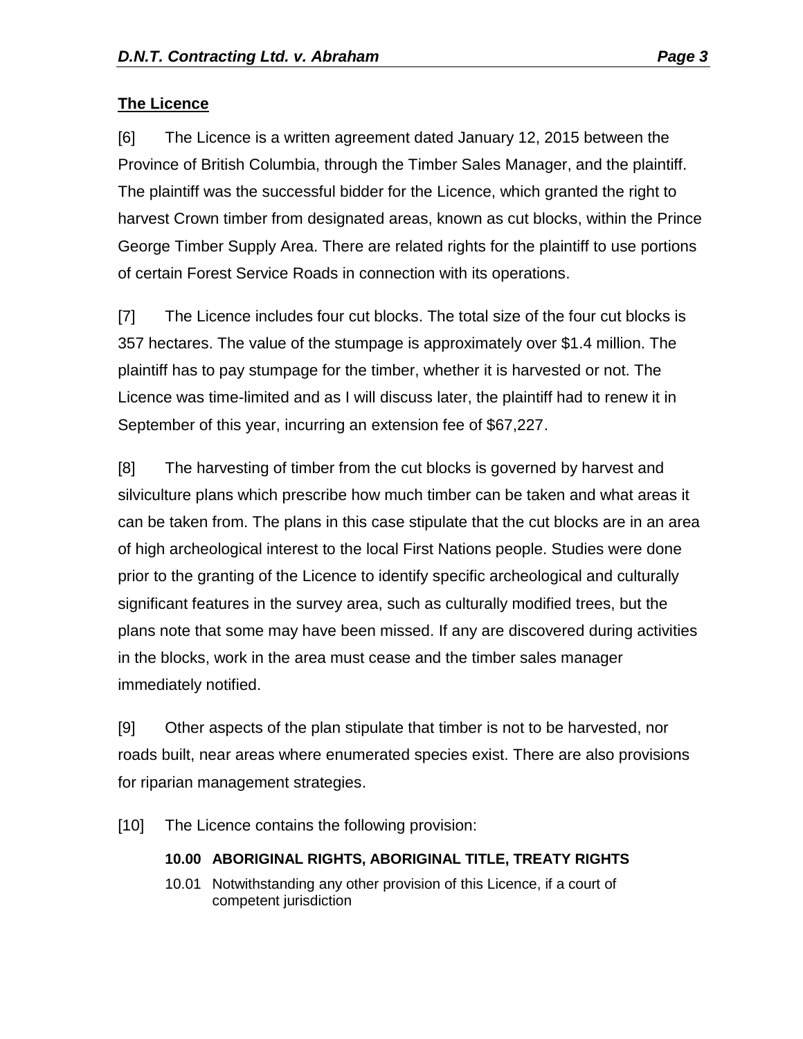**The Licence**

[6] The Licence is a written agreement dated January 12, 2015 between the Province of British Columbia, through the Timber Sales Manager, and the plaintiff. The plaintiff was the successful bidder for the Licence, which granted the right to harvest Crown timber from designated areas, known as cut blocks, within the Prince George Timber Supply Area. There are related rights for the plaintiff to use portions of certain Forest Service Roads in connection with its operations.

[7] The Licence includes four cut blocks. The total size of the four cut blocks is 357 hectares. The value of the stumpage is approximately over $1.4 million. The plaintiff has to pay stumpage for the timber, whether it is harvested or not. The Licence was time-limited and as I will discuss later, the plaintiff had to renew it in September of this year, incurring an extension fee of $67,227.

[8] The harvesting of timber from the cut blocks is governed by harvest and silviculture plans which prescribe how much timber can be taken and what areas it can be taken from. The plans in this case stipulate that the cut blocks are in an area of high archeological interest to the local First Nations people. Studies were done prior to the granting of the Licence to identify specific archeological and culturally significant features in the survey area, such as culturally modified trees, but the plans note that some may have been missed. If any are discovered during activities in the blocks, work in the area must cease and the timber sales manager immediately notified.

[9] Other aspects of the plan stipulate that timber is not to be harvested, nor roads built, near areas where enumerated species exist. There are also provisions for riparian management strategies.

[10] The Licence contains the following provision:

> **10.00 ABORIGINAL RIGHTS, ABORIGINAL TITLE, TREATY RIGHTS**
>
> 10.01 Notwithstanding any other provision of this Licence, if a court of competent jurisdiction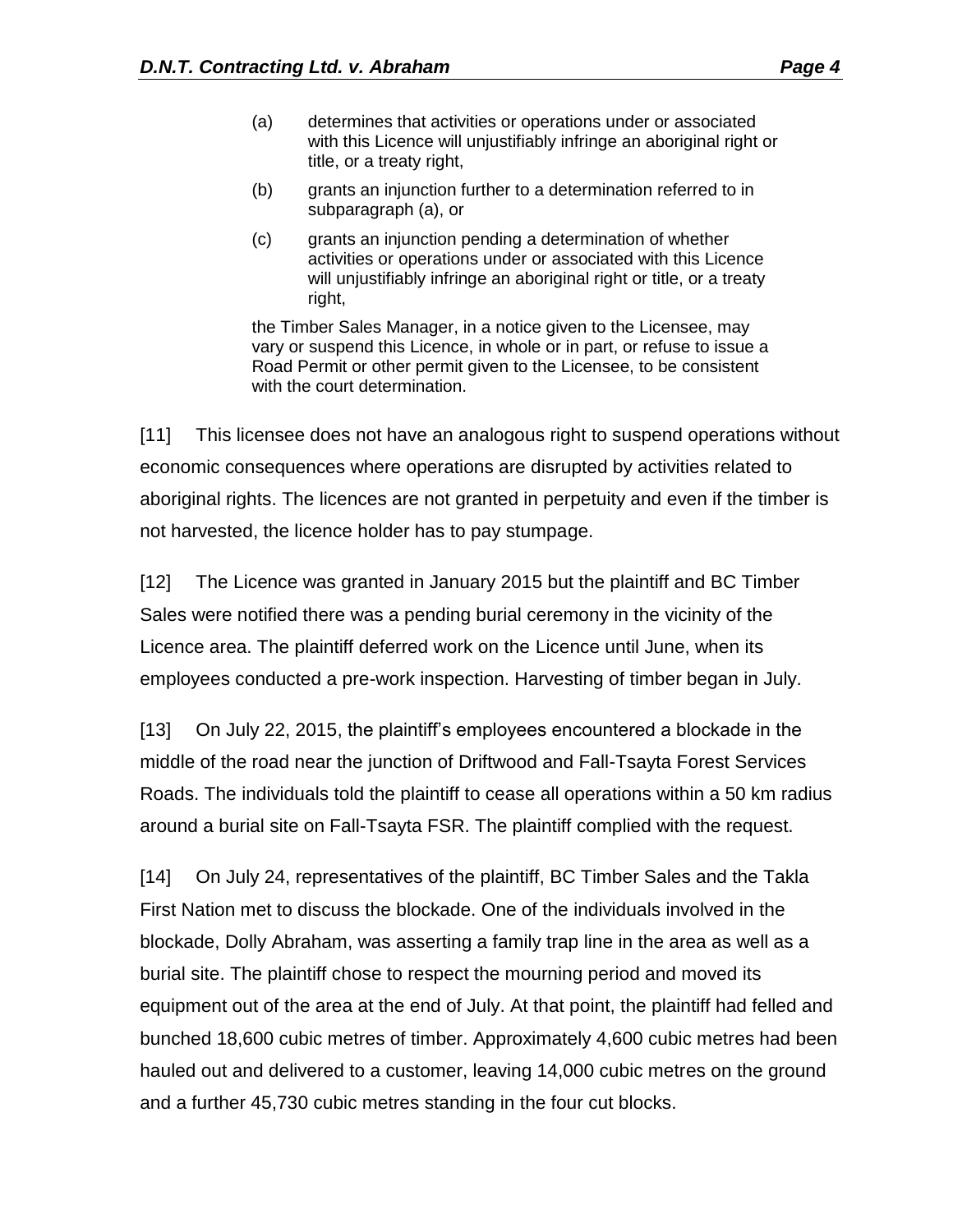(a) determines that activities or operations under or associated with this Licence will unjustifiably infringe an aboriginal right or title, or a treaty right,

(b) grants an injunction further to a determination referred to in subparagraph (a), or

(c) grants an injunction pending a determination of whether activities or operations under or associated with this Licence will unjustifiably infringe an aboriginal right or title, or a treaty right,

the Timber Sales Manager, in a notice given to the Licensee, may vary or suspend this Licence, in whole or in part, or refuse to issue a Road Permit or other permit given to the Licensee, to be consistent with the court determination.

[11] This licensee does not have an analogous right to suspend operations without economic consequences where operations are disrupted by activities related to aboriginal rights. The licences are not granted in perpetuity and even if the timber is not harvested, the licence holder has to pay stumpage.

[12] The Licence was granted in January 2015 but the plaintiff and BC Timber Sales were notified there was a pending burial ceremony in the vicinity of the Licence area. The plaintiff deferred work on the Licence until June, when its employees conducted a pre-work inspection. Harvesting of timber began in July.

[13] On July 22, 2015, the plaintiff's employees encountered a blockade in the middle of the road near the junction of Driftwood and Fall-Tsayta Forest Services Roads. The individuals told the plaintiff to cease all operations within a 50 km radius around a burial site on Fall-Tsayta FSR. The plaintiff complied with the request.

[14] On July 24, representatives of the plaintiff, BC Timber Sales and the Takla First Nation met to discuss the blockade. One of the individuals involved in the blockade, Dolly Abraham, was asserting a family trap line in the area as well as a burial site. The plaintiff chose to respect the mourning period and moved its equipment out of the area at the end of July. At that point, the plaintiff had felled and bunched 18,600 cubic metres of timber. Approximately 4,600 cubic metres had been hauled out and delivered to a customer, leaving 14,000 cubic metres on the ground and a further 45,730 cubic metres standing in the four cut blocks.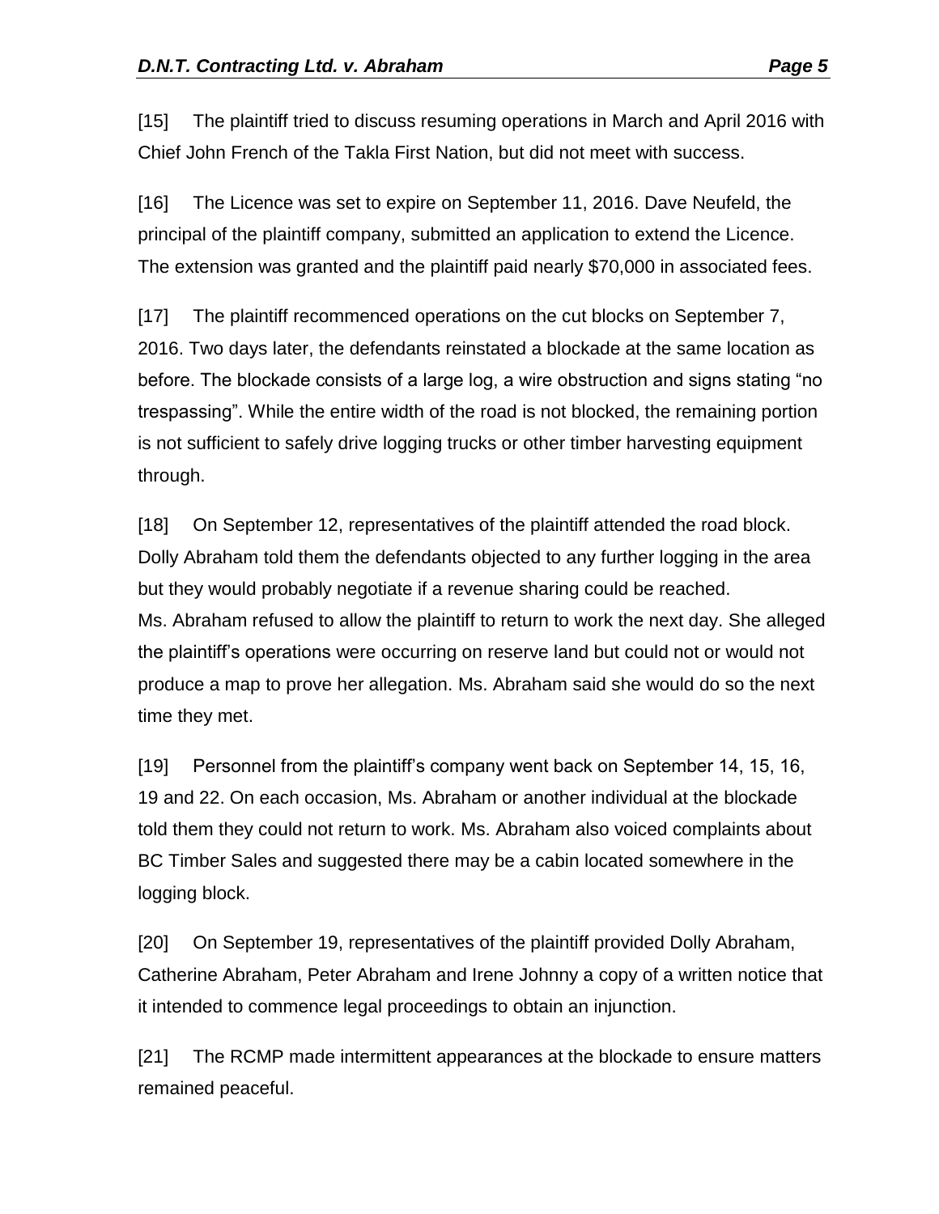[15] The plaintiff tried to discuss resuming operations in March and April 2016 with Chief John French of the Takla First Nation, but did not meet with success.

[16] The Licence was set to expire on September 11, 2016. Dave Neufeld, the principal of the plaintiff company, submitted an application to extend the Licence. The extension was granted and the plaintiff paid nearly $70,000 in associated fees.

[17] The plaintiff recommenced operations on the cut blocks on September 7, 2016. Two days later, the defendants reinstated a blockade at the same location as before. The blockade consists of a large log, a wire obstruction and signs stating "no trespassing". While the entire width of the road is not blocked, the remaining portion is not sufficient to safely drive logging trucks or other timber harvesting equipment through.

[18] On September 12, representatives of the plaintiff attended the road block. Dolly Abraham told them the defendants objected to any further logging in the area but they would probably negotiate if a revenue sharing could be reached. Ms. Abraham refused to allow the plaintiff to return to work the next day. She alleged the plaintiff's operations were occurring on reserve land but could not or would not produce a map to prove her allegation. Ms. Abraham said she would do so the next time they met.

[19] Personnel from the plaintiff's company went back on September 14, 15, 16, 19 and 22. On each occasion, Ms. Abraham or another individual at the blockade told them they could not return to work. Ms. Abraham also voiced complaints about BC Timber Sales and suggested there may be a cabin located somewhere in the logging block.

[20] On September 19, representatives of the plaintiff provided Dolly Abraham, Catherine Abraham, Peter Abraham and Irene Johnny a copy of a written notice that it intended to commence legal proceedings to obtain an injunction.

[21] The RCMP made intermittent appearances at the blockade to ensure matters remained peaceful.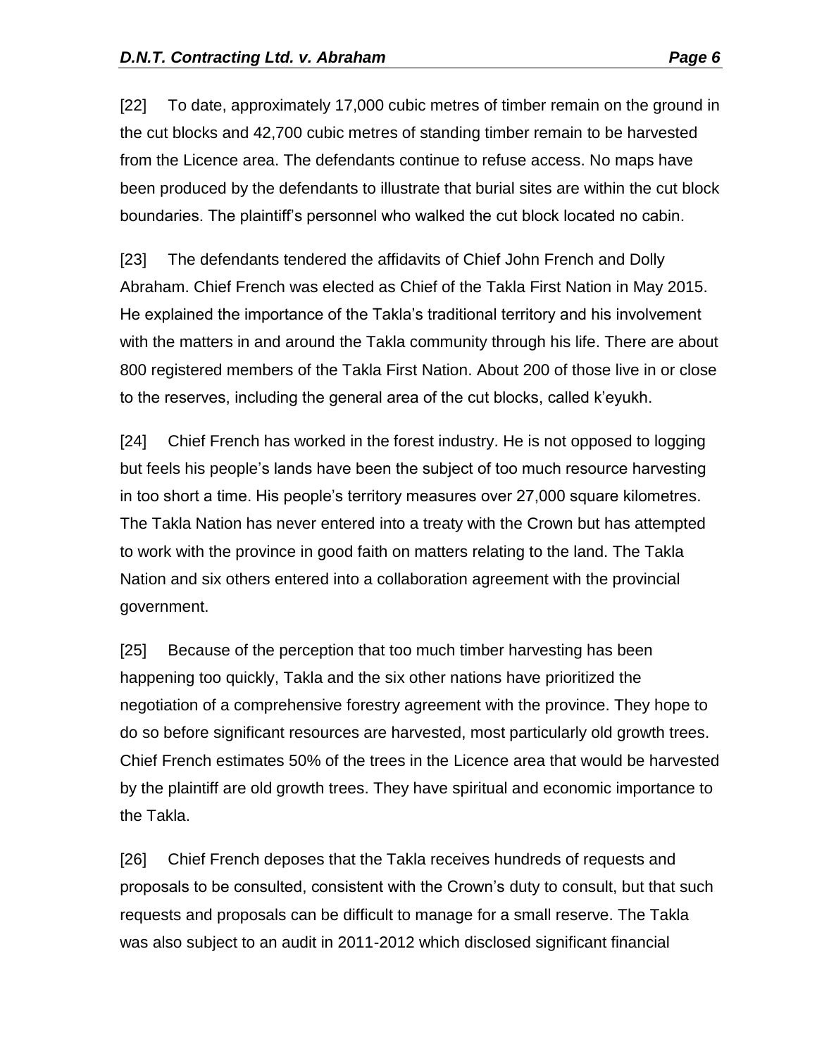[22] To date, approximately 17,000 cubic metres of timber remain on the ground in the cut blocks and 42,700 cubic metres of standing timber remain to be harvested from the Licence area. The defendants continue to refuse access. No maps have been produced by the defendants to illustrate that burial sites are within the cut block boundaries. The plaintiff's personnel who walked the cut block located no cabin.

[23] The defendants tendered the affidavits of Chief John French and Dolly Abraham. Chief French was elected as Chief of the Takla First Nation in May 2015. He explained the importance of the Takla's traditional territory and his involvement with the matters in and around the Takla community through his life. There are about 800 registered members of the Takla First Nation. About 200 of those live in or close to the reserves, including the general area of the cut blocks, called k'eyukh.

[24] Chief French has worked in the forest industry. He is not opposed to logging but feels his people's lands have been the subject of too much resource harvesting in too short a time. His people's territory measures over 27,000 square kilometres. The Takla Nation has never entered into a treaty with the Crown but has attempted to work with the province in good faith on matters relating to the land. The Takla Nation and six others entered into a collaboration agreement with the provincial government.

[25] Because of the perception that too much timber harvesting has been happening too quickly, Takla and the six other nations have prioritized the negotiation of a comprehensive forestry agreement with the province. They hope to do so before significant resources are harvested, most particularly old growth trees. Chief French estimates 50% of the trees in the Licence area that would be harvested by the plaintiff are old growth trees. They have spiritual and economic importance to the Takla.

[26] Chief French deposes that the Takla receives hundreds of requests and proposals to be consulted, consistent with the Crown's duty to consult, but that such requests and proposals can be difficult to manage for a small reserve. The Takla was also subject to an audit in 2011-2012 which disclosed significant financial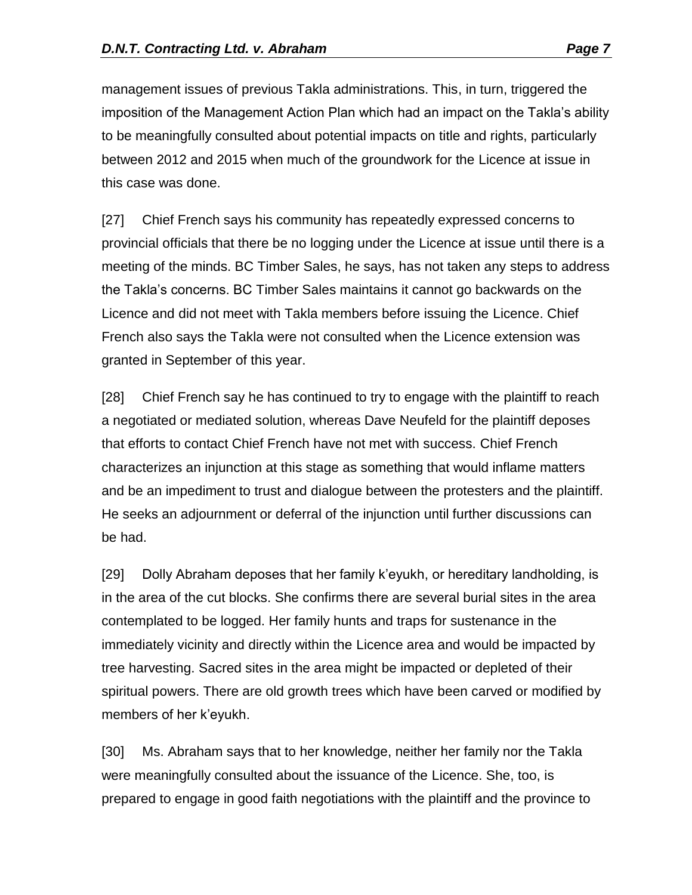management issues of previous Takla administrations. This, in turn, triggered the imposition of the Management Action Plan which had an impact on the Takla's ability to be meaningfully consulted about potential impacts on title and rights, particularly between 2012 and 2015 when much of the groundwork for the Licence at issue in this case was done.

[27] Chief French says his community has repeatedly expressed concerns to provincial officials that there be no logging under the Licence at issue until there is a meeting of the minds. BC Timber Sales, he says, has not taken any steps to address the Takla's concerns. BC Timber Sales maintains it cannot go backwards on the Licence and did not meet with Takla members before issuing the Licence. Chief French also says the Takla were not consulted when the Licence extension was granted in September of this year.

[28] Chief French say he has continued to try to engage with the plaintiff to reach a negotiated or mediated solution, whereas Dave Neufeld for the plaintiff deposes that efforts to contact Chief French have not met with success. Chief French characterizes an injunction at this stage as something that would inflame matters and be an impediment to trust and dialogue between the protesters and the plaintiff. He seeks an adjournment or deferral of the injunction until further discussions can be had.

[29] Dolly Abraham deposes that her family k'eyukh, or hereditary landholding, is in the area of the cut blocks. She confirms there are several burial sites in the area contemplated to be logged. Her family hunts and traps for sustenance in the immediately vicinity and directly within the Licence area and would be impacted by tree harvesting. Sacred sites in the area might be impacted or depleted of their spiritual powers. There are old growth trees which have been carved or modified by members of her k'eyukh.

[30] Ms. Abraham says that to her knowledge, neither her family nor the Takla were meaningfully consulted about the issuance of the Licence. She, too, is prepared to engage in good faith negotiations with the plaintiff and the province to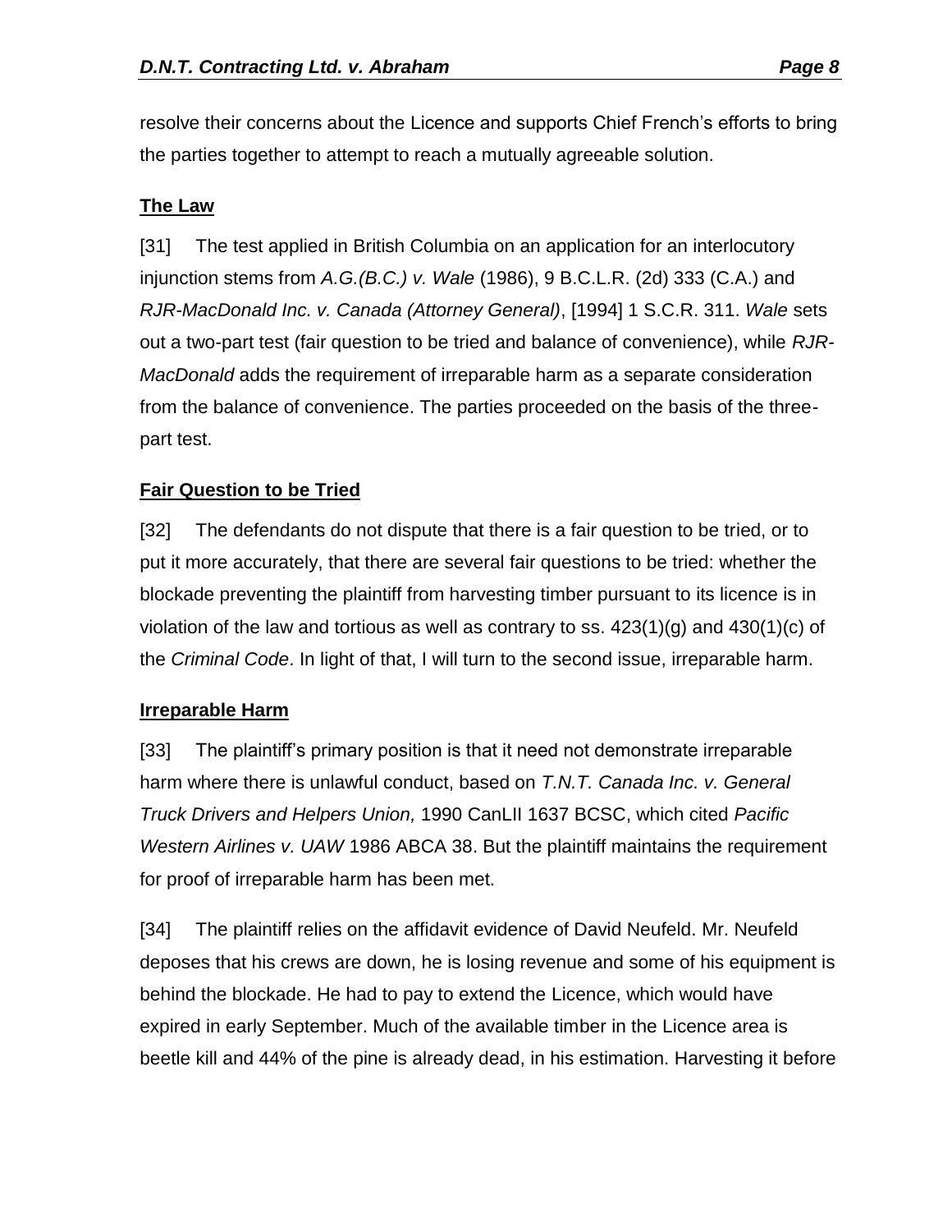resolve their concerns about the Licence and supports Chief French's efforts to bring the parties together to attempt to reach a mutually agreeable solution.

## The Law

[31] The test applied in British Columbia on an application for an interlocutory injunction stems from *A.G.(B.C.) v. Wale* (1986), 9 B.C.L.R. (2d) 333 (C.A.) and *RJR-MacDonald Inc. v. Canada (Attorney General)*, [1994] 1 S.C.R. 311. *Wale* sets out a two-part test (fair question to be tried and balance of convenience), while *RJR-MacDonald* adds the requirement of irreparable harm as a separate consideration from the balance of convenience. The parties proceeded on the basis of the three-part test.

## Fair Question to be Tried

[32] The defendants do not dispute that there is a fair question to be tried, or to put it more accurately, that there are several fair questions to be tried: whether the blockade preventing the plaintiff from harvesting timber pursuant to its licence is in violation of the law and tortious as well as contrary to ss. 423(1)(g) and 430(1)(c) of the *Criminal Code*. In light of that, I will turn to the second issue, irreparable harm.

## Irreparable Harm

[33] The plaintiff's primary position is that it need not demonstrate irreparable harm where there is unlawful conduct, based on *T.N.T. Canada Inc. v. General Truck Drivers and Helpers Union,* 1990 CanLII 1637 BCSC, which cited *Pacific Western Airlines v. UAW* 1986 ABCA 38. But the plaintiff maintains the requirement for proof of irreparable harm has been met.

[34] The plaintiff relies on the affidavit evidence of David Neufeld. Mr. Neufeld deposes that his crews are down, he is losing revenue and some of his equipment is behind the blockade. He had to pay to extend the Licence, which would have expired in early September. Much of the available timber in the Licence area is beetle kill and 44% of the pine is already dead, in his estimation. Harvesting it before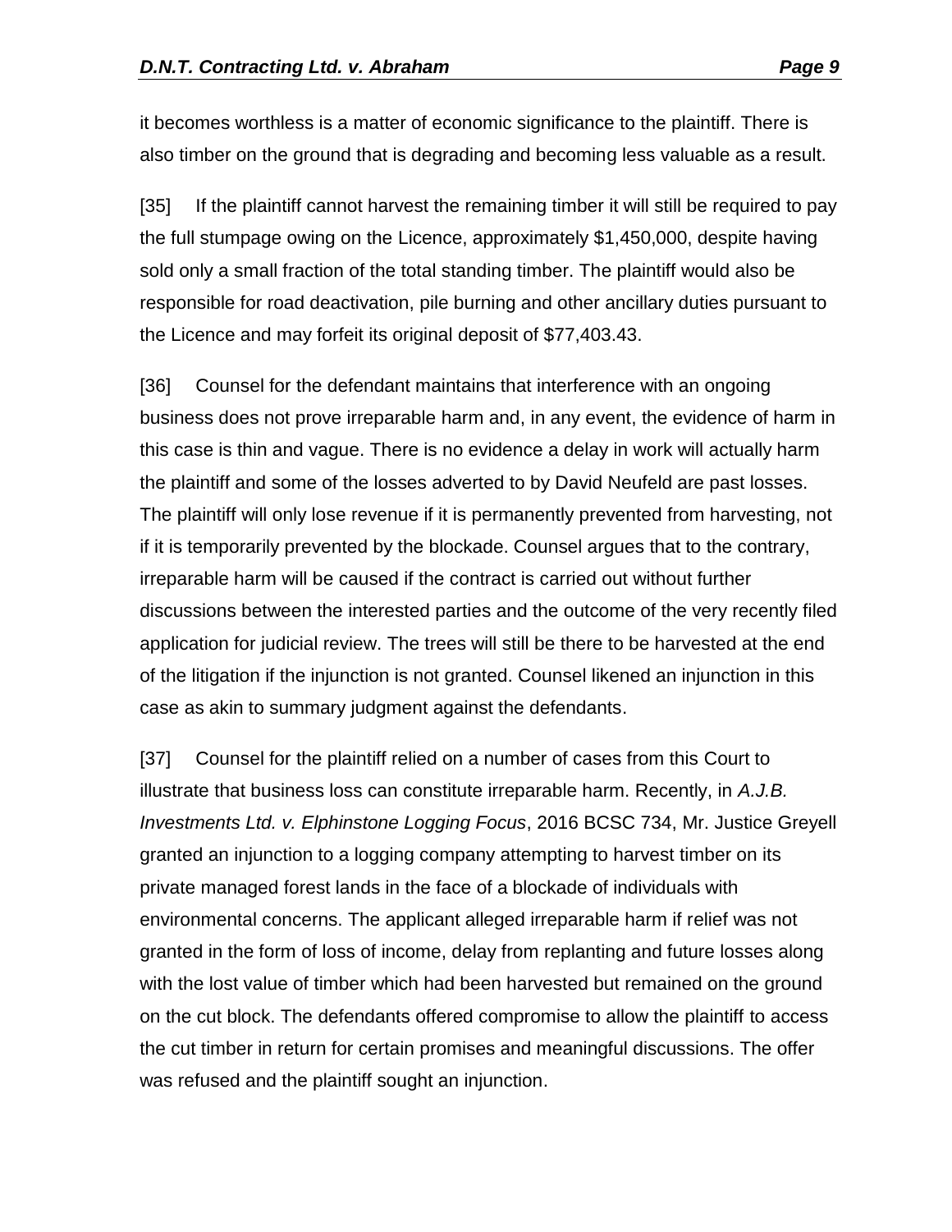it becomes worthless is a matter of economic significance to the plaintiff. There is also timber on the ground that is degrading and becoming less valuable as a result.

[35] If the plaintiff cannot harvest the remaining timber it will still be required to pay the full stumpage owing on the Licence, approximately $1,450,000, despite having sold only a small fraction of the total standing timber. The plaintiff would also be responsible for road deactivation, pile burning and other ancillary duties pursuant to the Licence and may forfeit its original deposit of $77,403.43.

[36] Counsel for the defendant maintains that interference with an ongoing business does not prove irreparable harm and, in any event, the evidence of harm in this case is thin and vague. There is no evidence a delay in work will actually harm the plaintiff and some of the losses adverted to by David Neufeld are past losses. The plaintiff will only lose revenue if it is permanently prevented from harvesting, not if it is temporarily prevented by the blockade. Counsel argues that to the contrary, irreparable harm will be caused if the contract is carried out without further discussions between the interested parties and the outcome of the very recently filed application for judicial review. The trees will still be there to be harvested at the end of the litigation if the injunction is not granted. Counsel likened an injunction in this case as akin to summary judgment against the defendants.

[37] Counsel for the plaintiff relied on a number of cases from this Court to illustrate that business loss can constitute irreparable harm. Recently, in *A.J.B. Investments Ltd. v. Elphinstone Logging Focus*, 2016 BCSC 734, Mr. Justice Greyell granted an injunction to a logging company attempting to harvest timber on its private managed forest lands in the face of a blockade of individuals with environmental concerns. The applicant alleged irreparable harm if relief was not granted in the form of loss of income, delay from replanting and future losses along with the lost value of timber which had been harvested but remained on the ground on the cut block. The defendants offered compromise to allow the plaintiff to access the cut timber in return for certain promises and meaningful discussions. The offer was refused and the plaintiff sought an injunction.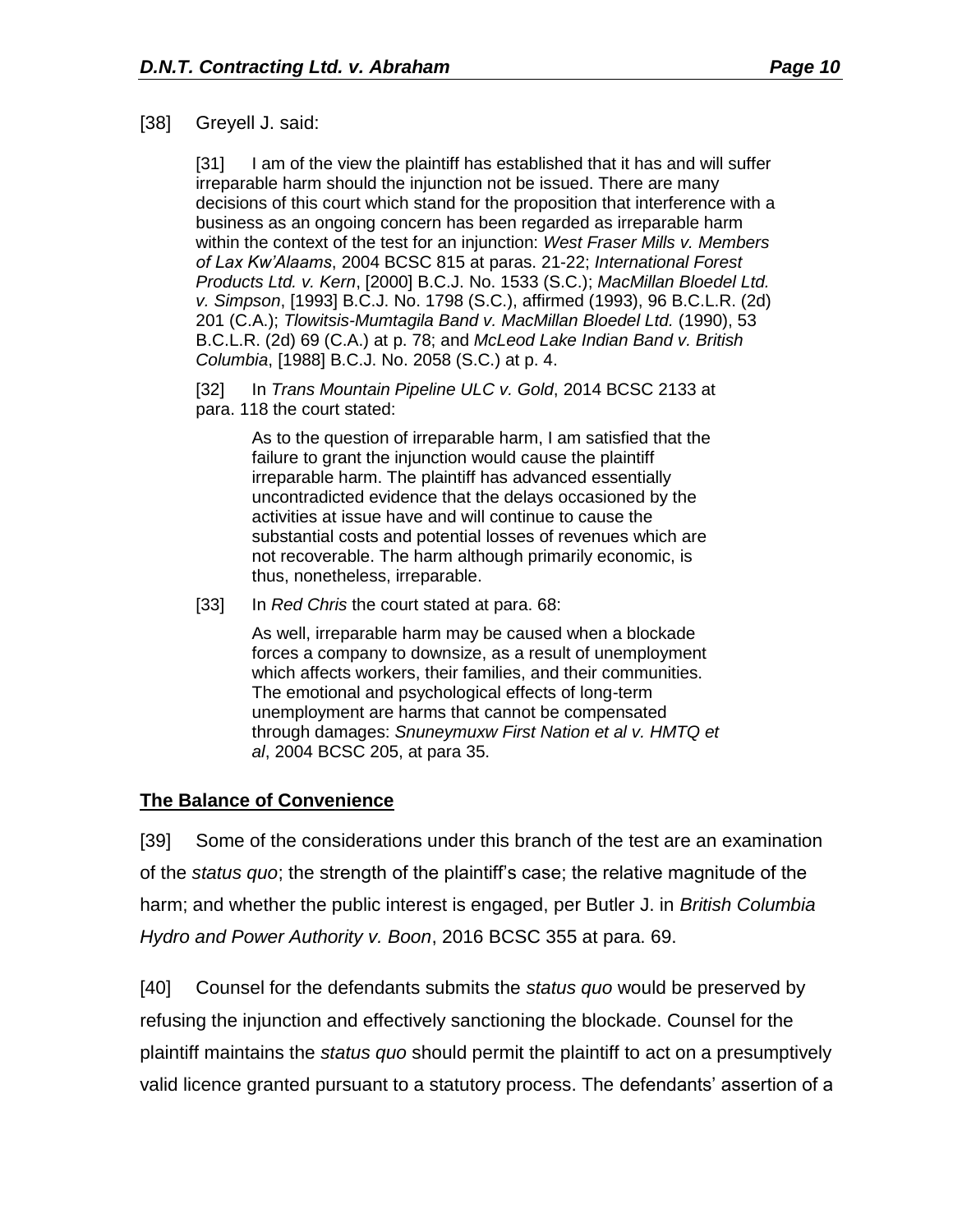[38] Greyell J. said:

> [31] I am of the view the plaintiff has established that it has and will suffer irreparable harm should the injunction not be issued. There are many decisions of this court which stand for the proposition that interference with a business as an ongoing concern has been regarded as irreparable harm within the context of the test for an injunction: *West Fraser Mills v. Members of Lax Kw'Alaams*, 2004 BCSC 815 at paras. 21-22; *International Forest Products Ltd. v. Kern*, [2000] B.C.J. No. 1533 (S.C.); *MacMillan Bloedel Ltd. v. Simpson*, [1993] B.C.J. No. 1798 (S.C.), affirmed (1993), 96 B.C.L.R. (2d) 201 (C.A.); *Tlowitsis-Mumtagila Band v. MacMillan Bloedel Ltd.* (1990), 53 B.C.L.R. (2d) 69 (C.A.) at p. 78; and *McLeod Lake Indian Band v. British Columbia*, [1988] B.C.J. No. 2058 (S.C.) at p. 4.
>
> [32] In *Trans Mountain Pipeline ULC v. Gold*, 2014 BCSC 2133 at para. 118 the court stated:
>
>> As to the question of irreparable harm, I am satisfied that the failure to grant the injunction would cause the plaintiff irreparable harm. The plaintiff has advanced essentially uncontradicted evidence that the delays occasioned by the activities at issue have and will continue to cause the substantial costs and potential losses of revenues which are not recoverable. The harm although primarily economic, is thus, nonetheless, irreparable.
>
> [33] In *Red Chris* the court stated at para. 68:
>
>> As well, irreparable harm may be caused when a blockade forces a company to downsize, as a result of unemployment which affects workers, their families, and their communities. The emotional and psychological effects of long-term unemployment are harms that cannot be compensated through damages: *Snuneymuxw First Nation et al v. HMTQ et al*, 2004 BCSC 205, at para 35.

## **The Balance of Convenience**

[39] Some of the considerations under this branch of the test are an examination of the *status quo*; the strength of the plaintiff's case; the relative magnitude of the harm; and whether the public interest is engaged, per Butler J. in *British Columbia Hydro and Power Authority v. Boon*, 2016 BCSC 355 at para. 69.

[40] Counsel for the defendants submits the *status quo* would be preserved by refusing the injunction and effectively sanctioning the blockade. Counsel for the plaintiff maintains the *status quo* should permit the plaintiff to act on a presumptively valid licence granted pursuant to a statutory process. The defendants' assertion of a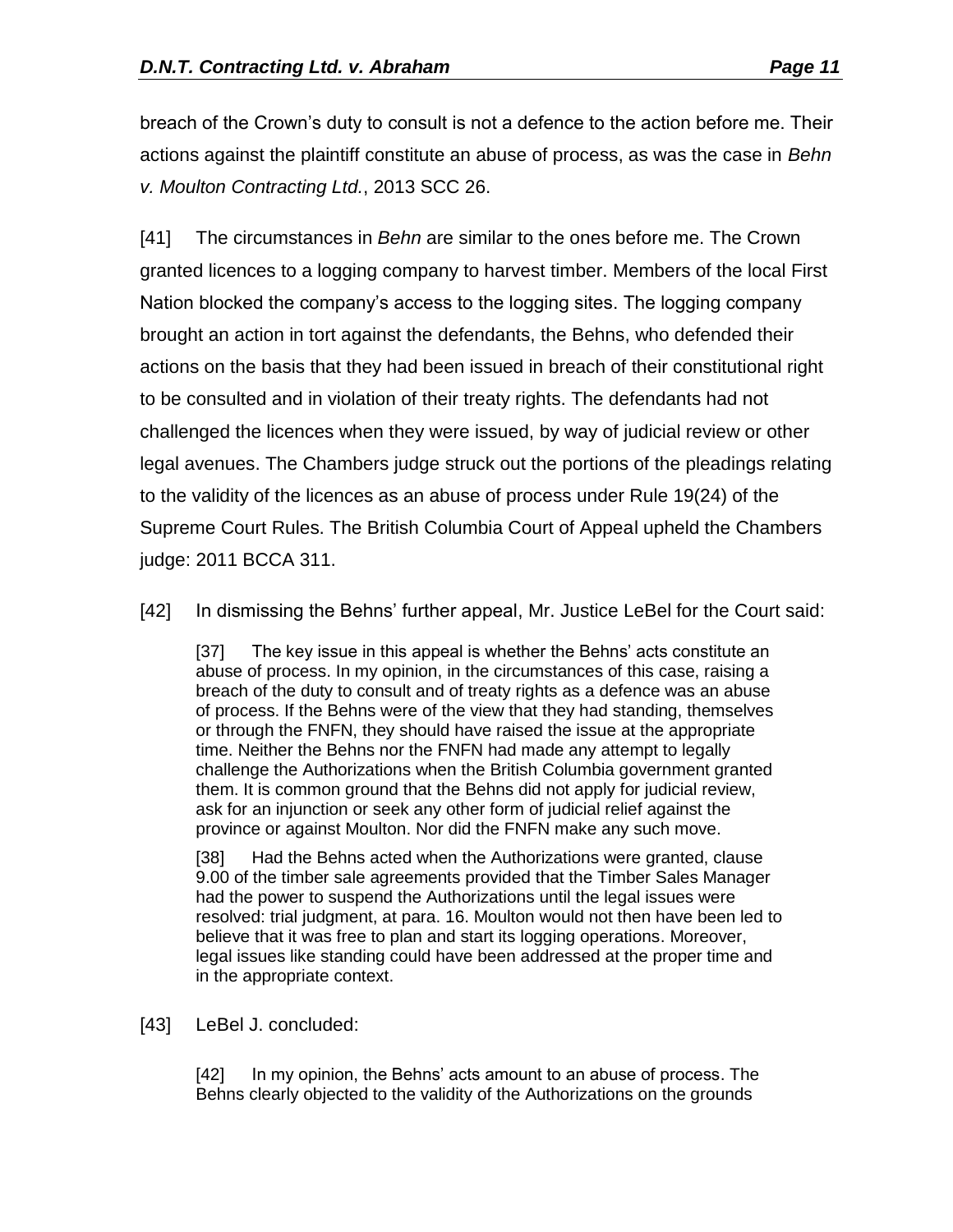breach of the Crown's duty to consult is not a defence to the action before me. Their actions against the plaintiff constitute an abuse of process, as was the case in *Behn v. Moulton Contracting Ltd.*, 2013 SCC 26.

[41] The circumstances in *Behn* are similar to the ones before me. The Crown granted licences to a logging company to harvest timber. Members of the local First Nation blocked the company's access to the logging sites. The logging company brought an action in tort against the defendants, the Behns, who defended their actions on the basis that they had been issued in breach of their constitutional right to be consulted and in violation of their treaty rights. The defendants had not challenged the licences when they were issued, by way of judicial review or other legal avenues. The Chambers judge struck out the portions of the pleadings relating to the validity of the licences as an abuse of process under Rule 19(24) of the Supreme Court Rules. The British Columbia Court of Appeal upheld the Chambers judge: 2011 BCCA 311.

[42] In dismissing the Behns' further appeal, Mr. Justice LeBel for the Court said:

> [37] The key issue in this appeal is whether the Behns' acts constitute an abuse of process. In my opinion, in the circumstances of this case, raising a breach of the duty to consult and of treaty rights as a defence was an abuse of process. If the Behns were of the view that they had standing, themselves or through the FNFN, they should have raised the issue at the appropriate time. Neither the Behns nor the FNFN had made any attempt to legally challenge the Authorizations when the British Columbia government granted them. It is common ground that the Behns did not apply for judicial review, ask for an injunction or seek any other form of judicial relief against the province or against Moulton. Nor did the FNFN make any such move.
>
> [38] Had the Behns acted when the Authorizations were granted, clause 9.00 of the timber sale agreements provided that the Timber Sales Manager had the power to suspend the Authorizations until the legal issues were resolved: trial judgment, at para. 16. Moulton would not then have been led to believe that it was free to plan and start its logging operations. Moreover, legal issues like standing could have been addressed at the proper time and in the appropriate context.

[43] LeBel J. concluded:

> [42] In my opinion, the Behns' acts amount to an abuse of process. The Behns clearly objected to the validity of the Authorizations on the grounds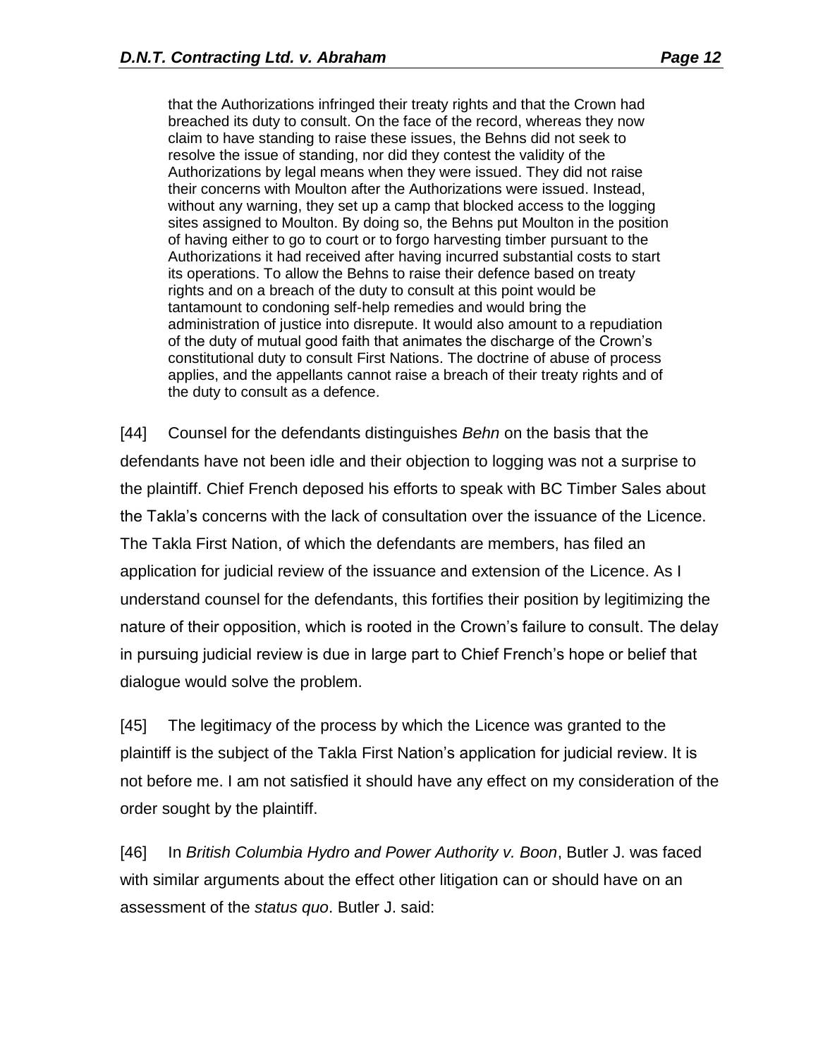> that the Authorizations infringed their treaty rights and that the Crown had breached its duty to consult. On the face of the record, whereas they now claim to have standing to raise these issues, the Behns did not seek to resolve the issue of standing, nor did they contest the validity of the Authorizations by legal means when they were issued. They did not raise their concerns with Moulton after the Authorizations were issued. Instead, without any warning, they set up a camp that blocked access to the logging sites assigned to Moulton. By doing so, the Behns put Moulton in the position of having either to go to court or to forgo harvesting timber pursuant to the Authorizations it had received after having incurred substantial costs to start its operations. To allow the Behns to raise their defence based on treaty rights and on a breach of the duty to consult at this point would be tantamount to condoning self-help remedies and would bring the administration of justice into disrepute. It would also amount to a repudiation of the duty of mutual good faith that animates the discharge of the Crown's constitutional duty to consult First Nations. The doctrine of abuse of process applies, and the appellants cannot raise a breach of their treaty rights and of the duty to consult as a defence.

[44] Counsel for the defendants distinguishes *Behn* on the basis that the defendants have not been idle and their objection to logging was not a surprise to the plaintiff. Chief French deposed his efforts to speak with BC Timber Sales about the Takla's concerns with the lack of consultation over the issuance of the Licence. The Takla First Nation, of which the defendants are members, has filed an application for judicial review of the issuance and extension of the Licence. As I understand counsel for the defendants, this fortifies their position by legitimizing the nature of their opposition, which is rooted in the Crown's failure to consult. The delay in pursuing judicial review is due in large part to Chief French's hope or belief that dialogue would solve the problem.

[45] The legitimacy of the process by which the Licence was granted to the plaintiff is the subject of the Takla First Nation's application for judicial review. It is not before me. I am not satisfied it should have any effect on my consideration of the order sought by the plaintiff.

[46] In *British Columbia Hydro and Power Authority v. Boon*, Butler J. was faced with similar arguments about the effect other litigation can or should have on an assessment of the *status quo*. Butler J. said: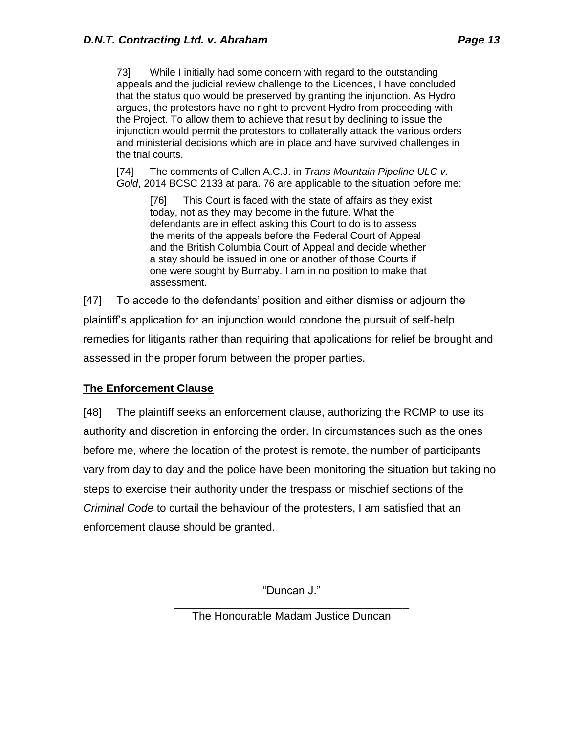> 73] While I initially had some concern with regard to the outstanding appeals and the judicial review challenge to the Licences, I have concluded that the status quo would be preserved by granting the injunction. As Hydro argues, the protestors have no right to prevent Hydro from proceeding with the Project. To allow them to achieve that result by declining to issue the injunction would permit the protestors to collaterally attack the various orders and ministerial decisions which are in place and have survived challenges in the trial courts.
>
> [74] The comments of Cullen A.C.J. in *Trans Mountain Pipeline ULC v. Gold*, 2014 BCSC 2133 at para. 76 are applicable to the situation before me:
>
> > [76] This Court is faced with the state of affairs as they exist today, not as they may become in the future. What the defendants are in effect asking this Court to do is to assess the merits of the appeals before the Federal Court of Appeal and the British Columbia Court of Appeal and decide whether a stay should be issued in one or another of those Courts if one were sought by Burnaby. I am in no position to make that assessment.

[47] To accede to the defendants' position and either dismiss or adjourn the plaintiff's application for an injunction would condone the pursuit of self-help remedies for litigants rather than requiring that applications for relief be brought and assessed in the proper forum between the proper parties.

## The Enforcement Clause

[48] The plaintiff seeks an enforcement clause, authorizing the RCMP to use its authority and discretion in enforcing the order. In circumstances such as the ones before me, where the location of the protest is remote, the number of participants vary from day to day and the police have been monitoring the situation but taking no steps to exercise their authority under the trespass or mischief sections of the *Criminal Code* to curtail the behaviour of the protesters, I am satisfied that an enforcement clause should be granted.

"Duncan J."

\_\_\_\_\_\_\_\_\_\_\_\_\_\_\_\_\_\_\_\_\_\_\_\_\_\_\_\_\_\_\_\_\_\_\_\_\_\_\_

The Honourable Madam Justice Duncan